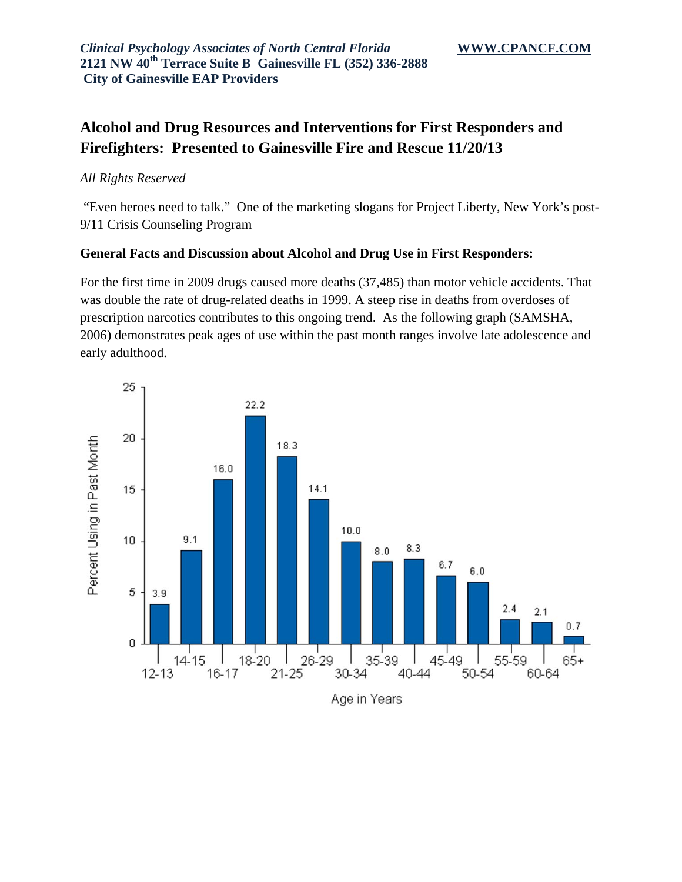*Clinical Psychology Associates of North Central Florida* **WWW.CPANCF.COM**
**2121 NW 40th Terrace Suite B Gainesville FL (352) 336-2888**
**City of Gainesville EAP Providers**

# Alcohol and Drug Resources and Interventions for First Responders and Firefighters: Presented to Gainesville Fire and Rescue 11/20/13

*All Rights Reserved*

"Even heroes need to talk." One of the marketing slogans for Project Liberty, New York's post-9/11 Crisis Counseling Program

### General Facts and Discussion about Alcohol and Drug Use in First Responders:

For the first time in 2009 drugs caused more deaths (37,485) than motor vehicle accidents. That was double the rate of drug-related deaths in 1999. A steep rise in deaths from overdoses of prescription narcotics contributes to this ongoing trend. As the following graph (SAMSHA, 2006) demonstrates peak ages of use within the past month ranges involve late adolescence and early adulthood.

| Age in Years | Percent Using in Past Month |
|---|---|
| 12-13 | 3.9 |
| 14-15 | 9.1 |
| 16-17 | 16.0 |
| 18-20 | 22.2 |
| 21-25 | 18.3 |
| 26-29 | 14.1 |
| 30-34 | 10.0 |
| 35-39 | 8.0 |
| 40-44 | 8.3 |
| 45-49 | 6.7 |
| 50-54 | 6.0 |
| 55-59 | 2.4 |
| 60-64 | 2.1 |
| 65+ | 0.7 |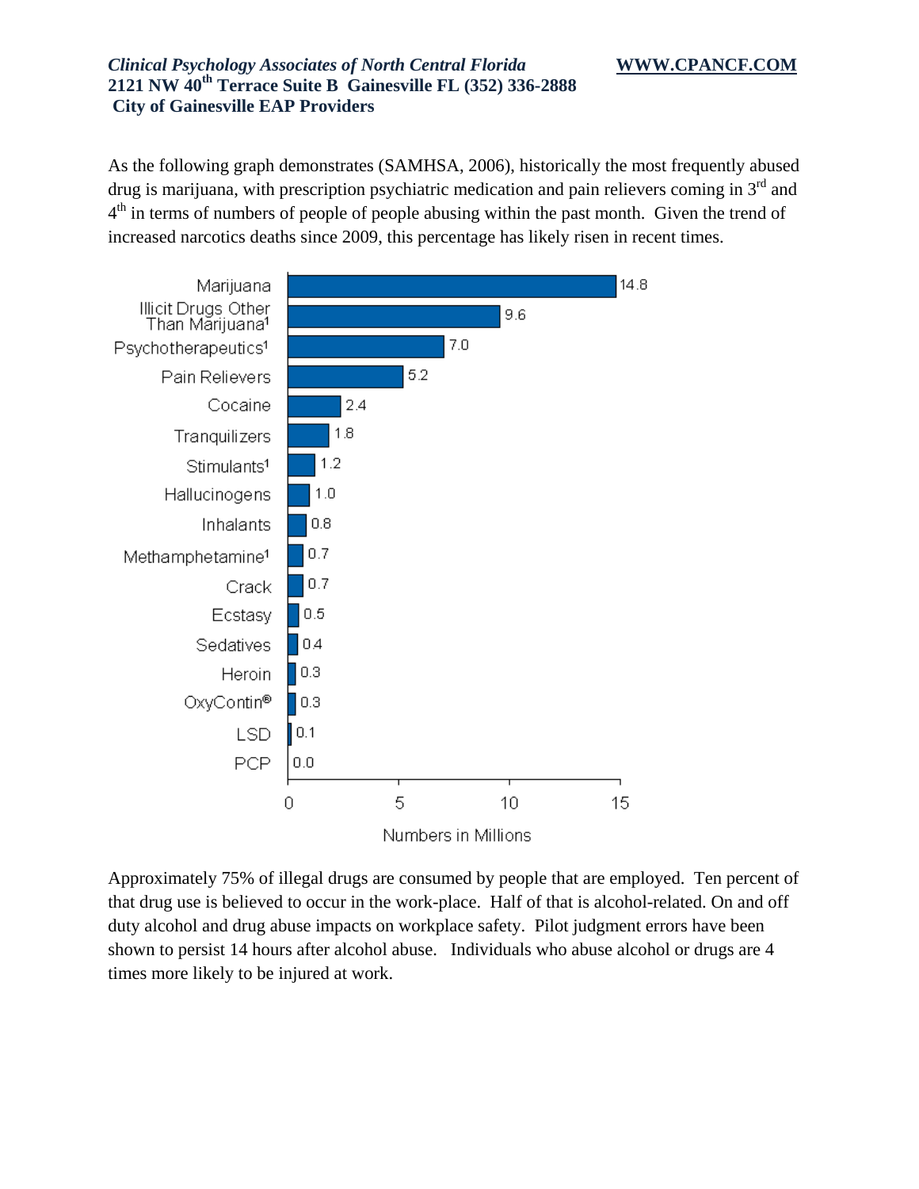As the following graph demonstrates (SAMHSA, 2006), historically the most frequently abused drug is marijuana, with prescription psychiatric medication and pain relievers coming in 3rd and 4th in terms of numbers of people of people abusing within the past month. Given the trend of increased narcotics deaths since 2009, this percentage has likely risen in recent times.

| Drug | Numbers in Millions |
| --- | --- |
| Marijuana | 14.8 |
| Illicit Drugs Other Than Marijuana[1] | 9.6 |
| Psychotherapeutics[1] | 7.0 |
| Pain Relievers | 5.2 |
| Cocaine | 2.4 |
| Tranquilizers | 1.8 |
| Stimulants[1] | 1.2 |
| Hallucinogens | 1.0 |
| Inhalants | 0.8 |
| Methamphetamine[1] | 0.7 |
| Crack | 0.7 |
| Ecstasy | 0.5 |
| Sedatives | 0.4 |
| Heroin | 0.3 |
| OxyContin® | 0.3 |
| LSD | 0.1 |
| PCP | 0.0 |

Approximately 75% of illegal drugs are consumed by people that are employed. Ten percent of that drug use is believed to occur in the work-place. Half of that is alcohol-related. On and off duty alcohol and drug abuse impacts on workplace safety. Pilot judgment errors have been shown to persist 14 hours after alcohol abuse. Individuals who abuse alcohol or drugs are 4 times more likely to be injured at work.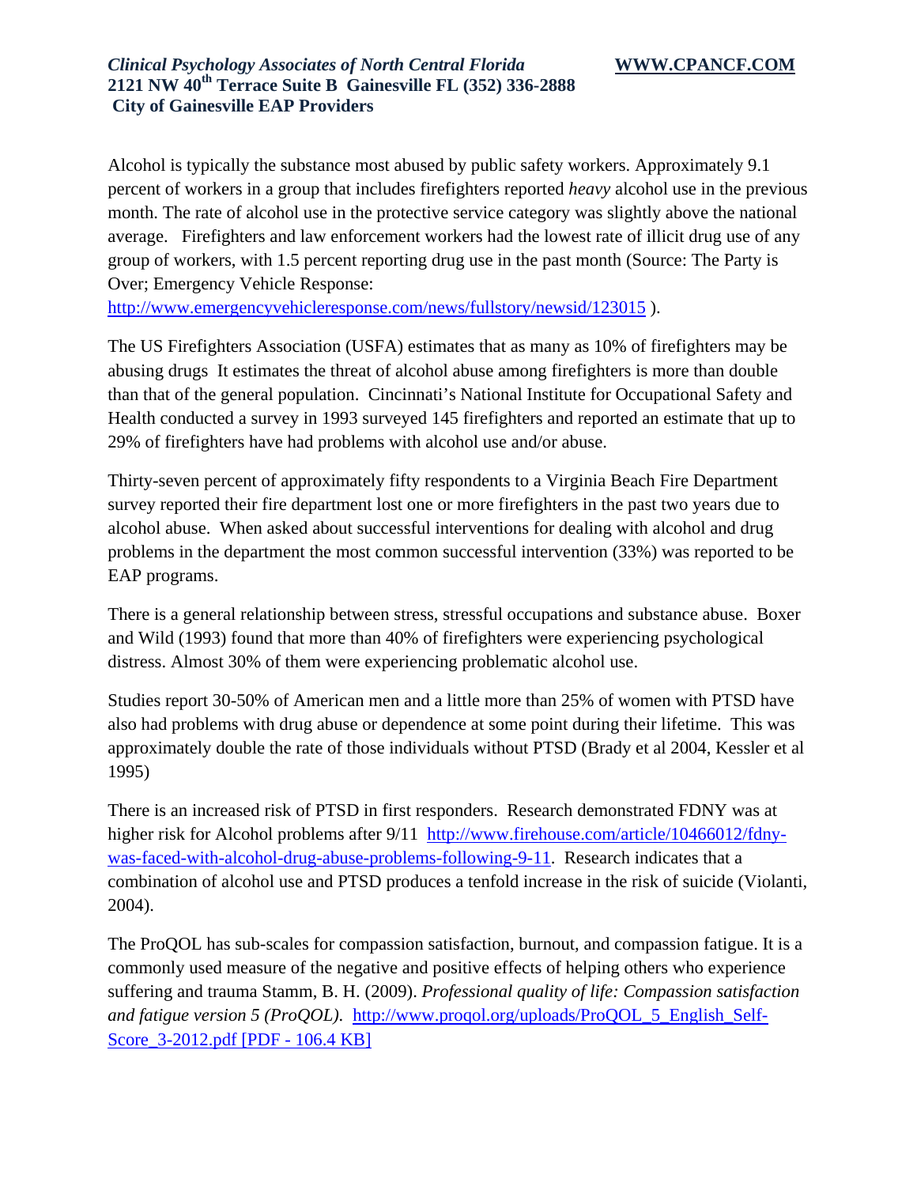Alcohol is typically the substance most abused by public safety workers. Approximately 9.1 percent of workers in a group that includes firefighters reported *heavy* alcohol use in the previous month. The rate of alcohol use in the protective service category was slightly above the national average. Firefighters and law enforcement workers had the lowest rate of illicit drug use of any group of workers, with 1.5 percent reporting drug use in the past month (Source: The Party is Over; Emergency Vehicle Response: http://www.emergencyvehicleresponse.com/news/fullstory/newsid/123015 ).

The US Firefighters Association (USFA) estimates that as many as 10% of firefighters may be abusing drugs It estimates the threat of alcohol abuse among firefighters is more than double than that of the general population. Cincinnati's National Institute for Occupational Safety and Health conducted a survey in 1993 surveyed 145 firefighters and reported an estimate that up to 29% of firefighters have had problems with alcohol use and/or abuse.

Thirty-seven percent of approximately fifty respondents to a Virginia Beach Fire Department survey reported their fire department lost one or more firefighters in the past two years due to alcohol abuse. When asked about successful interventions for dealing with alcohol and drug problems in the department the most common successful intervention (33%) was reported to be EAP programs.

There is a general relationship between stress, stressful occupations and substance abuse. Boxer and Wild (1993) found that more than 40% of firefighters were experiencing psychological distress. Almost 30% of them were experiencing problematic alcohol use.

Studies report 30-50% of American men and a little more than 25% of women with PTSD have also had problems with drug abuse or dependence at some point during their lifetime. This was approximately double the rate of those individuals without PTSD (Brady et al 2004, Kessler et al 1995)

There is an increased risk of PTSD in first responders. Research demonstrated FDNY was at higher risk for Alcohol problems after 9/11 http://www.firehouse.com/article/10466012/fdny-was-faced-with-alcohol-drug-abuse-problems-following-9-11. Research indicates that a combination of alcohol use and PTSD produces a tenfold increase in the risk of suicide (Violanti, 2004).

The ProQOL has sub-scales for compassion satisfaction, burnout, and compassion fatigue. It is a commonly used measure of the negative and positive effects of helping others who experience suffering and trauma Stamm, B. H. (2009). *Professional quality of life: Compassion satisfaction and fatigue version 5 (ProQOL).* http://www.proqol.org/uploads/ProQOL_5_English_Self-Score_3-2012.pdf [PDF - 106.4 KB]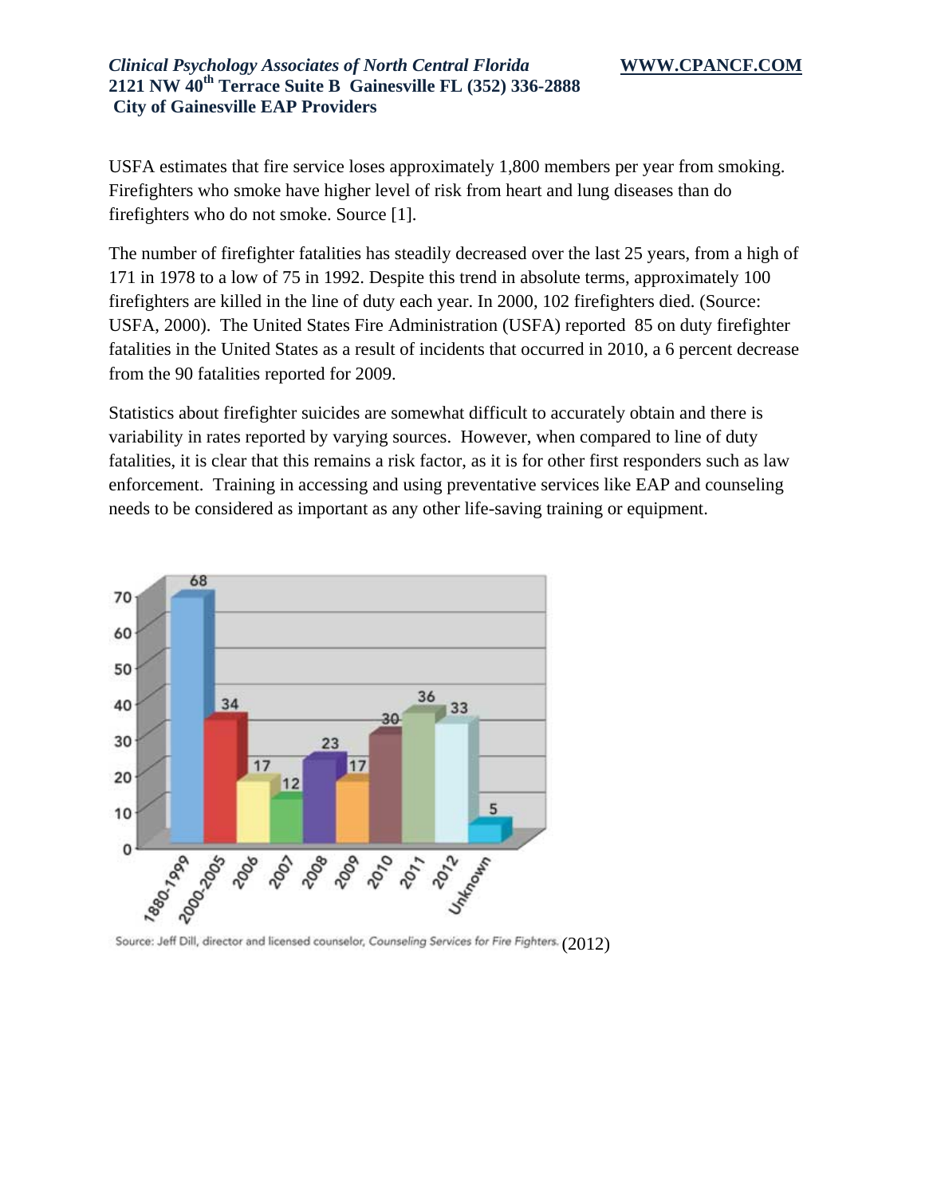USFA estimates that fire service loses approximately 1,800 members per year from smoking. Firefighters who smoke have higher level of risk from heart and lung diseases than do firefighters who do not smoke. Source [1].

The number of firefighter fatalities has steadily decreased over the last 25 years, from a high of 171 in 1978 to a low of 75 in 1992. Despite this trend in absolute terms, approximately 100 firefighters are killed in the line of duty each year. In 2000, 102 firefighters died. (Source: USFA, 2000). The United States Fire Administration (USFA) reported 85 on duty firefighter fatalities in the United States as a result of incidents that occurred in 2010, a 6 percent decrease from the 90 fatalities reported for 2009.

Statistics about firefighter suicides are somewhat difficult to accurately obtain and there is variability in rates reported by varying sources. However, when compared to line of duty fatalities, it is clear that this remains a risk factor, as it is for other first responders such as law enforcement. Training in accessing and using preventative services like EAP and counseling needs to be considered as important as any other life-saving training or equipment.

| 1880-1999 | 2000-2005 | 2006 | 2007 | 2008 | 2009 | 2010 | 2011 | 2012 | Unknown |
|---|---|---|---|---|---|---|---|---|---|
| 68 | 34 | 17 | 12 | 23 | 17 | 30 | 36 | 33 | 5 |

Source: Jeff Dill, director and licensed counselor, *Counseling Services for Fire Fighters.* (2012)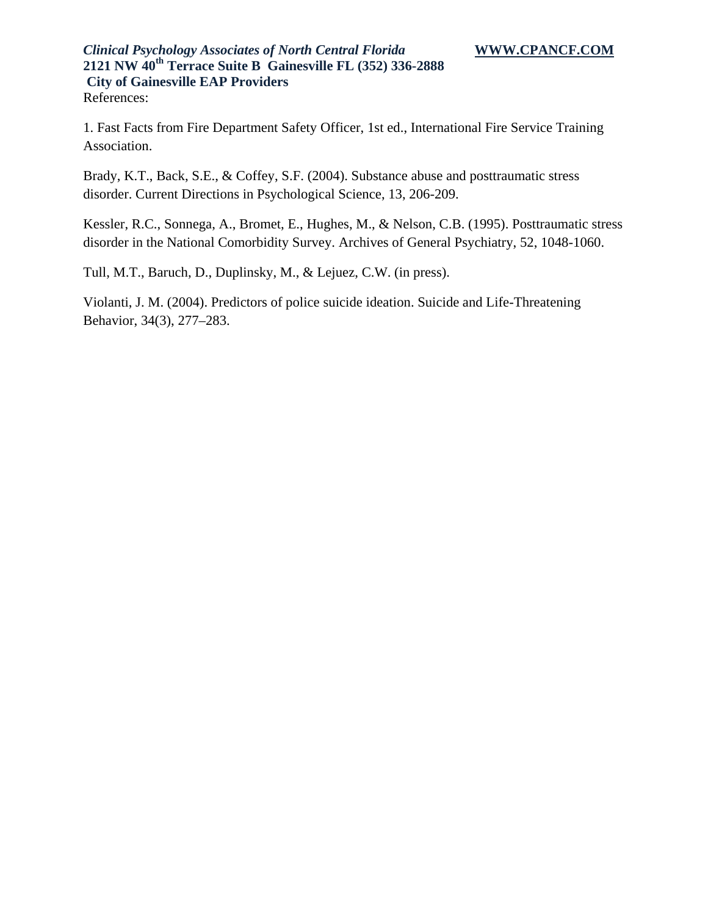References:

1. Fast Facts from Fire Department Safety Officer, 1st ed., International Fire Service Training Association.

Brady, K.T., Back, S.E., & Coffey, S.F. (2004). Substance abuse and posttraumatic stress disorder. Current Directions in Psychological Science, 13, 206-209.

Kessler, R.C., Sonnega, A., Bromet, E., Hughes, M., & Nelson, C.B. (1995). Posttraumatic stress disorder in the National Comorbidity Survey. Archives of General Psychiatry, 52, 1048-1060.

Tull, M.T., Baruch, D., Duplinsky, M., & Lejuez, C.W. (in press).

Violanti, J. M. (2004). Predictors of police suicide ideation. Suicide and Life-Threatening Behavior, 34(3), 277–283.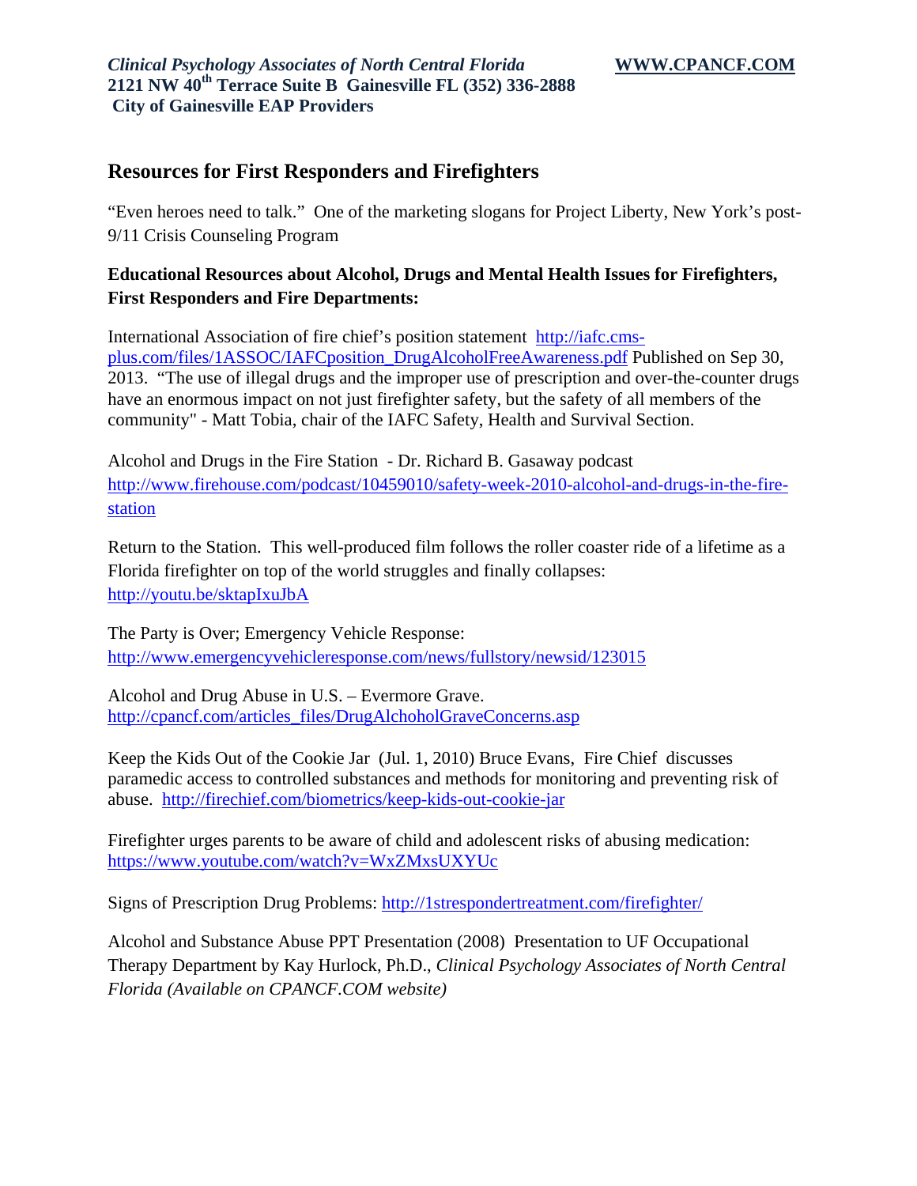*Clinical Psychology Associates of North Central Florida* **WWW.CPANCF.COM**
**2121 NW 40th Terrace Suite B Gainesville FL (352) 336-2888**
**City of Gainesville EAP Providers**

## Resources for First Responders and Firefighters

"Even heroes need to talk." One of the marketing slogans for Project Liberty, New York's post-9/11 Crisis Counseling Program

**Educational Resources about Alcohol, Drugs and Mental Health Issues for Firefighters, First Responders and Fire Departments:**

International Association of fire chief's position statement http://iafc.cms-plus.com/files/1ASSOC/IAFCposition_DrugAlcoholFreeAwareness.pdf Published on Sep 30, 2013. "The use of illegal drugs and the improper use of prescription and over-the-counter drugs have an enormous impact on not just firefighter safety, but the safety of all members of the community" - Matt Tobia, chair of the IAFC Safety, Health and Survival Section.

Alcohol and Drugs in the Fire Station - Dr. Richard B. Gasaway podcast http://www.firehouse.com/podcast/10459010/safety-week-2010-alcohol-and-drugs-in-the-fire-station

Return to the Station. This well-produced film follows the roller coaster ride of a lifetime as a Florida firefighter on top of the world struggles and finally collapses: http://youtu.be/sktapIxuJbA

The Party is Over; Emergency Vehicle Response: http://www.emergencyvehicleresponse.com/news/fullstory/newsid/123015

Alcohol and Drug Abuse in U.S. – Evermore Grave. http://cpancf.com/articles_files/DrugAlchoholGraveConcerns.asp

Keep the Kids Out of the Cookie Jar (Jul. 1, 2010) Bruce Evans, Fire Chief discusses paramedic access to controlled substances and methods for monitoring and preventing risk of abuse. http://firechief.com/biometrics/keep-kids-out-cookie-jar

Firefighter urges parents to be aware of child and adolescent risks of abusing medication: https://www.youtube.com/watch?v=WxZMxsUXYUc

Signs of Prescription Drug Problems: http://1strespondertreatment.com/firefighter/

Alcohol and Substance Abuse PPT Presentation (2008) Presentation to UF Occupational Therapy Department by Kay Hurlock, Ph.D., *Clinical Psychology Associates of North Central Florida (Available on CPANCF.COM website)*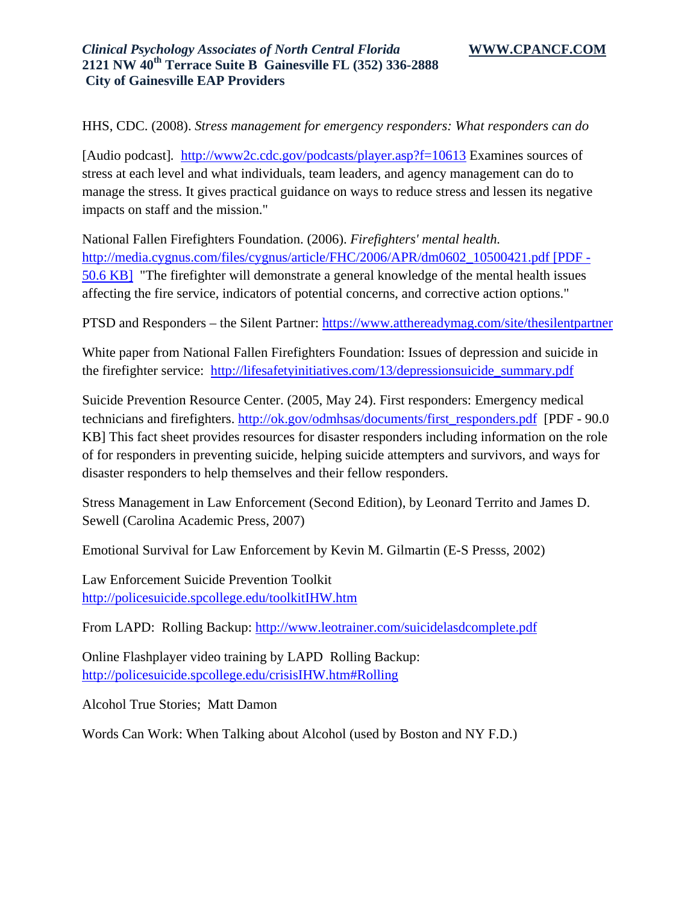HHS, CDC. (2008). *Stress management for emergency responders: What responders can do*

[Audio podcast]. http://www2c.cdc.gov/podcasts/player.asp?f=10613 Examines sources of stress at each level and what individuals, team leaders, and agency management can do to manage the stress. It gives practical guidance on ways to reduce stress and lessen its negative impacts on staff and the mission."

National Fallen Firefighters Foundation. (2006). *Firefighters' mental health.* http://media.cygnus.com/files/cygnus/article/FHC/2006/APR/dm0602_10500421.pdf [PDF - 50.6 KB] "The firefighter will demonstrate a general knowledge of the mental health issues affecting the fire service, indicators of potential concerns, and corrective action options."

PTSD and Responders – the Silent Partner: https://www.atthereadymag.com/site/thesilentpartner

White paper from National Fallen Firefighters Foundation: Issues of depression and suicide in the firefighter service: http://lifesafetyinitiatives.com/13/depressionsuicide_summary.pdf

Suicide Prevention Resource Center. (2005, May 24). First responders: Emergency medical technicians and firefighters. http://ok.gov/odmhsas/documents/first_responders.pdf [PDF - 90.0 KB] This fact sheet provides resources for disaster responders including information on the role of for responders in preventing suicide, helping suicide attempters and survivors, and ways for disaster responders to help themselves and their fellow responders.

Stress Management in Law Enforcement (Second Edition), by Leonard Territo and James D. Sewell (Carolina Academic Press, 2007)

Emotional Survival for Law Enforcement by Kevin M. Gilmartin (E-S Presss, 2002)

Law Enforcement Suicide Prevention Toolkit
http://policesuicide.spcollege.edu/toolkitIHW.htm

From LAPD: Rolling Backup: http://www.leotrainer.com/suicidelasdcomplete.pdf

Online Flashplayer video training by LAPD Rolling Backup:
http://policesuicide.spcollege.edu/crisisIHW.htm#Rolling

Alcohol True Stories; Matt Damon

Words Can Work: When Talking about Alcohol (used by Boston and NY F.D.)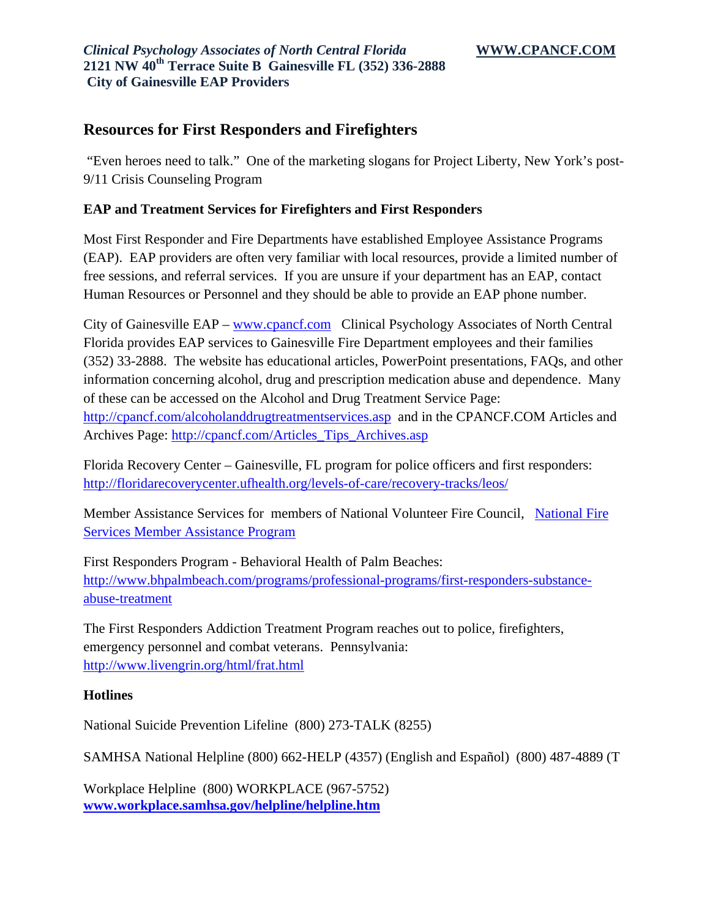*Clinical Psychology Associates of North Central Florida* **WWW.CPANCF.COM**
**2121 NW 40th Terrace Suite B Gainesville FL (352) 336-2888**
**City of Gainesville EAP Providers**

## Resources for First Responders and Firefighters

"Even heroes need to talk." One of the marketing slogans for Project Liberty, New York's post-9/11 Crisis Counseling Program

### EAP and Treatment Services for Firefighters and First Responders

Most First Responder and Fire Departments have established Employee Assistance Programs (EAP). EAP providers are often very familiar with local resources, provide a limited number of free sessions, and referral services. If you are unsure if your department has an EAP, contact Human Resources or Personnel and they should be able to provide an EAP phone number.

City of Gainesville EAP – www.cpancf.com Clinical Psychology Associates of North Central Florida provides EAP services to Gainesville Fire Department employees and their families (352) 33-2888. The website has educational articles, PowerPoint presentations, FAQs, and other information concerning alcohol, drug and prescription medication abuse and dependence. Many of these can be accessed on the Alcohol and Drug Treatment Service Page: http://cpancf.com/alcoholanddrugtreatmentservices.asp and in the CPANCF.COM Articles and Archives Page: http://cpancf.com/Articles_Tips_Archives.asp

Florida Recovery Center – Gainesville, FL program for police officers and first responders: http://floridarecoverycenter.ufhealth.org/levels-of-care/recovery-tracks/leos/

Member Assistance Services for members of National Volunteer Fire Council, National Fire Services Member Assistance Program

First Responders Program - Behavioral Health of Palm Beaches: http://www.bhpalmbeach.com/programs/professional-programs/first-responders-substance-abuse-treatment

The First Responders Addiction Treatment Program reaches out to police, firefighters, emergency personnel and combat veterans. Pennsylvania: http://www.livengrin.org/html/frat.html

### Hotlines

National Suicide Prevention Lifeline (800) 273-TALK (8255)

SAMHSA National Helpline (800) 662-HELP (4357) (English and Español) (800) 487-4889 (T

Workplace Helpline (800) WORKPLACE (967-5752)
**www.workplace.samhsa.gov/helpline/helpline.htm**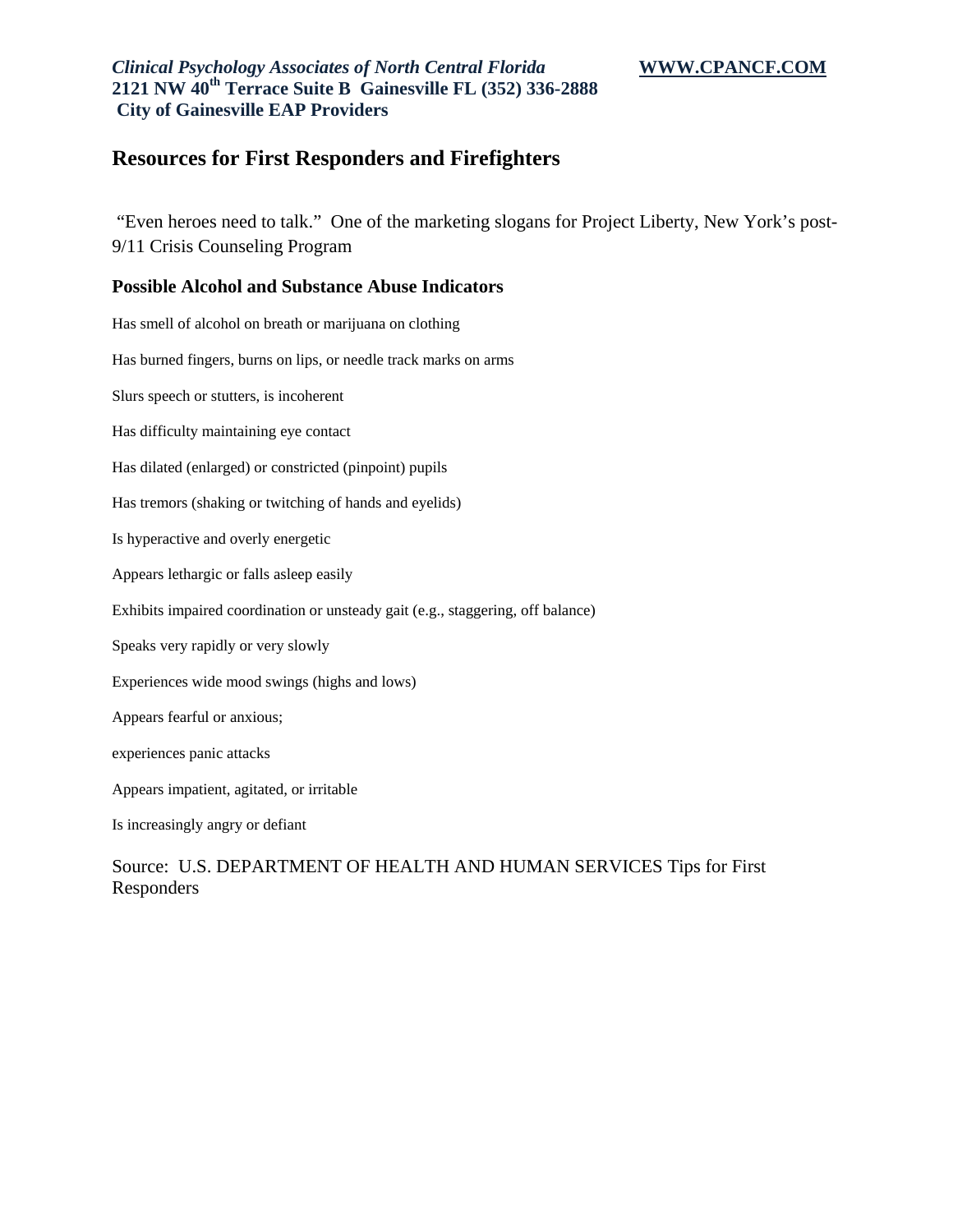*Clinical Psychology Associates of North Central Florida* **WWW.CPANCF.COM**
**2121 NW 40th Terrace Suite B Gainesville FL (352) 336-2888**
**City of Gainesville EAP Providers**

## Resources for First Responders and Firefighters

"Even heroes need to talk." One of the marketing slogans for Project Liberty, New York's post-9/11 Crisis Counseling Program

### Possible Alcohol and Substance Abuse Indicators

Has smell of alcohol on breath or marijuana on clothing

Has burned fingers, burns on lips, or needle track marks on arms

Slurs speech or stutters, is incoherent

Has difficulty maintaining eye contact

Has dilated (enlarged) or constricted (pinpoint) pupils

Has tremors (shaking or twitching of hands and eyelids)

Is hyperactive and overly energetic

Appears lethargic or falls asleep easily

Exhibits impaired coordination or unsteady gait (e.g., staggering, off balance)

Speaks very rapidly or very slowly

Experiences wide mood swings (highs and lows)

Appears fearful or anxious;

experiences panic attacks

Appears impatient, agitated, or irritable

Is increasingly angry or defiant

Source: U.S. DEPARTMENT OF HEALTH AND HUMAN SERVICES Tips for First Responders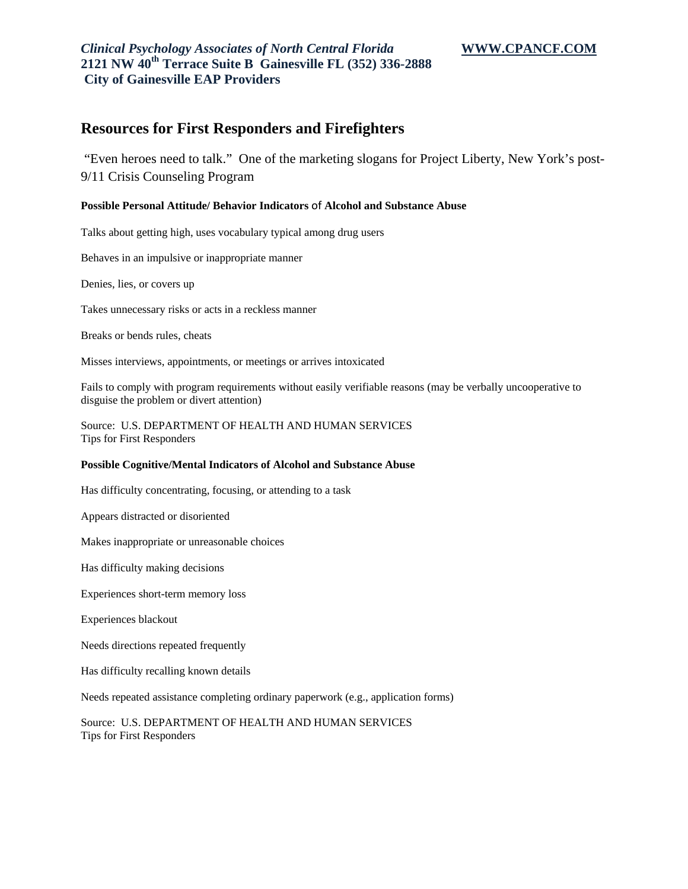## Resources for First Responders and Firefighters

"Even heroes need to talk." One of the marketing slogans for Project Liberty, New York's post-9/11 Crisis Counseling Program

**Possible Personal Attitude/ Behavior Indicators of Alcohol and Substance Abuse**

Talks about getting high, uses vocabulary typical among drug users

Behaves in an impulsive or inappropriate manner

Denies, lies, or covers up

Takes unnecessary risks or acts in a reckless manner

Breaks or bends rules, cheats

Misses interviews, appointments, or meetings or arrives intoxicated

Fails to comply with program requirements without easily verifiable reasons (may be verbally uncooperative to disguise the problem or divert attention)

Source: U.S. DEPARTMENT OF HEALTH AND HUMAN SERVICES
Tips for First Responders

**Possible Cognitive/Mental Indicators of Alcohol and Substance Abuse**

Has difficulty concentrating, focusing, or attending to a task

Appears distracted or disoriented

Makes inappropriate or unreasonable choices

Has difficulty making decisions

Experiences short-term memory loss

Experiences blackout

Needs directions repeated frequently

Has difficulty recalling known details

Needs repeated assistance completing ordinary paperwork (e.g., application forms)

Source: U.S. DEPARTMENT OF HEALTH AND HUMAN SERVICES
Tips for First Responders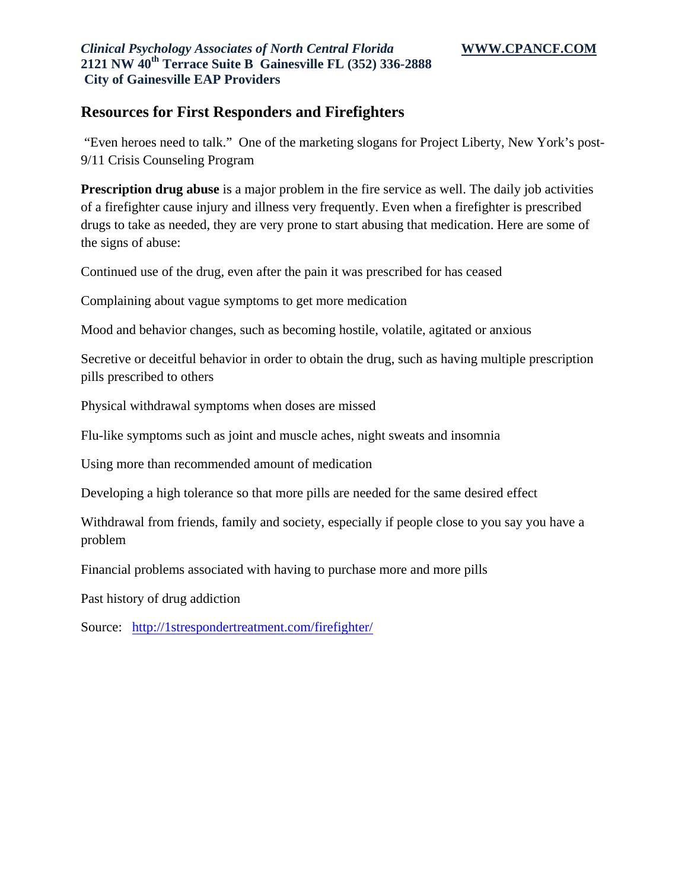*Clinical Psychology Associates of North Central Florida* **WWW.CPANCF.COM**
**2121 NW 40th Terrace Suite B Gainesville FL (352) 336-2888**
**City of Gainesville EAP Providers**

## Resources for First Responders and Firefighters

"Even heroes need to talk." One of the marketing slogans for Project Liberty, New York's post-9/11 Crisis Counseling Program

**Prescription drug abuse** is a major problem in the fire service as well. The daily job activities of a firefighter cause injury and illness very frequently. Even when a firefighter is prescribed drugs to take as needed, they are very prone to start abusing that medication. Here are some of the signs of abuse:

Continued use of the drug, even after the pain it was prescribed for has ceased

Complaining about vague symptoms to get more medication

Mood and behavior changes, such as becoming hostile, volatile, agitated or anxious

Secretive or deceitful behavior in order to obtain the drug, such as having multiple prescription pills prescribed to others

Physical withdrawal symptoms when doses are missed

Flu-like symptoms such as joint and muscle aches, night sweats and insomnia

Using more than recommended amount of medication

Developing a high tolerance so that more pills are needed for the same desired effect

Withdrawal from friends, family and society, especially if people close to you say you have a problem

Financial problems associated with having to purchase more and more pills

Past history of drug addiction

Source: http://1strespondertreatment.com/firefighter/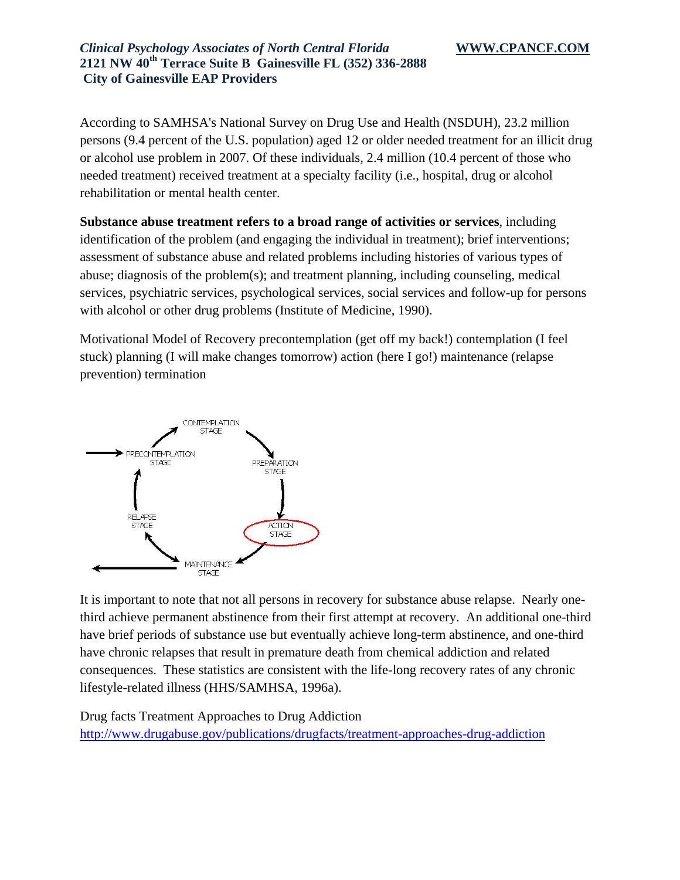According to SAMHSA's National Survey on Drug Use and Health (NSDUH), 23.2 million persons (9.4 percent of the U.S. population) aged 12 or older needed treatment for an illicit drug or alcohol use problem in 2007. Of these individuals, 2.4 million (10.4 percent of those who needed treatment) received treatment at a specialty facility (i.e., hospital, drug or alcohol rehabilitation or mental health center.

**Substance abuse treatment refers to a broad range of activities or services**, including identification of the problem (and engaging the individual in treatment); brief interventions; assessment of substance abuse and related problems including histories of various types of abuse; diagnosis of the problem(s); and treatment planning, including counseling, medical services, psychiatric services, psychological services, social services and follow-up for persons with alcohol or other drug problems (Institute of Medicine, 1990).

Motivational Model of Recovery precontemplation (get off my back!) contemplation (I feel stuck) planning (I will make changes tomorrow) action (here I go!) maintenance (relapse prevention) termination

It is important to note that not all persons in recovery for substance abuse relapse. Nearly one-third achieve permanent abstinence from their first attempt at recovery. An additional one-third have brief periods of substance use but eventually achieve long-term abstinence, and one-third have chronic relapses that result in premature death from chemical addiction and related consequences. These statistics are consistent with the life-long recovery rates of any chronic lifestyle-related illness (HHS/SAMHSA, 1996a).

Drug facts Treatment Approaches to Drug Addiction
http://www.drugabuse.gov/publications/drugfacts/treatment-approaches-drug-addiction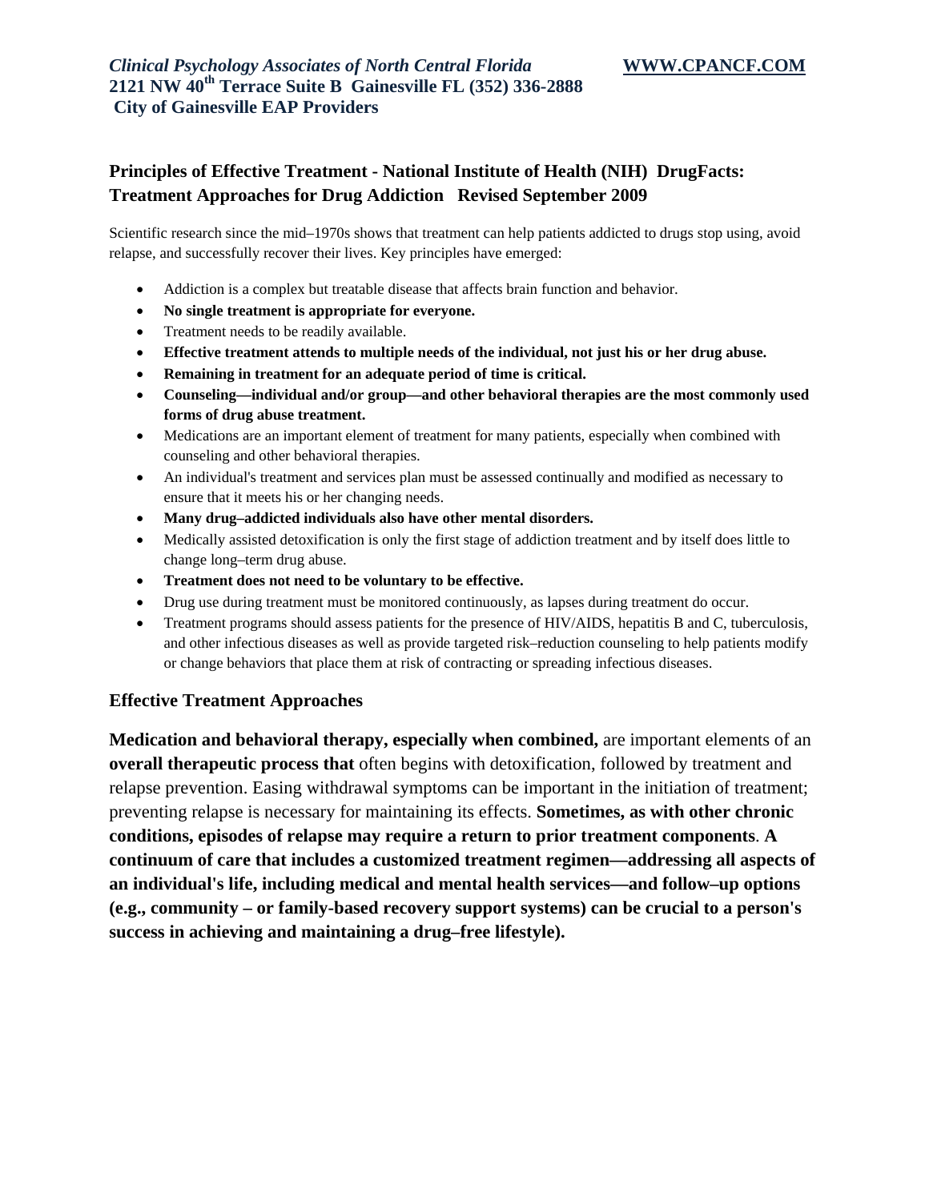*Clinical Psychology Associates of North Central Florida* **WWW.CPANCF.COM**
**2121 NW 40th Terrace Suite B Gainesville FL (352) 336-2888**
**City of Gainesville EAP Providers**

## Principles of Effective Treatment - National Institute of Health (NIH) DrugFacts: Treatment Approaches for Drug Addiction Revised September 2009

Scientific research since the mid–1970s shows that treatment can help patients addicted to drugs stop using, avoid relapse, and successfully recover their lives. Key principles have emerged:

- Addiction is a complex but treatable disease that affects brain function and behavior.
- **No single treatment is appropriate for everyone.**
- Treatment needs to be readily available.
- **Effective treatment attends to multiple needs of the individual, not just his or her drug abuse.**
- **Remaining in treatment for an adequate period of time is critical.**
- **Counseling—individual and/or group—and other behavioral therapies are the most commonly used forms of drug abuse treatment.**
- Medications are an important element of treatment for many patients, especially when combined with counseling and other behavioral therapies.
- An individual's treatment and services plan must be assessed continually and modified as necessary to ensure that it meets his or her changing needs.
- **Many drug–addicted individuals also have other mental disorders.**
- Medically assisted detoxification is only the first stage of addiction treatment and by itself does little to change long–term drug abuse.
- **Treatment does not need to be voluntary to be effective.**
- Drug use during treatment must be monitored continuously, as lapses during treatment do occur.
- Treatment programs should assess patients for the presence of HIV/AIDS, hepatitis B and C, tuberculosis, and other infectious diseases as well as provide targeted risk–reduction counseling to help patients modify or change behaviors that place them at risk of contracting or spreading infectious diseases.

### Effective Treatment Approaches

**Medication and behavioral therapy, especially when combined,** are important elements of an **overall therapeutic process that** often begins with detoxification, followed by treatment and relapse prevention. Easing withdrawal symptoms can be important in the initiation of treatment; preventing relapse is necessary for maintaining its effects. **Sometimes, as with other chronic conditions, episodes of relapse may require a return to prior treatment components**. **A continuum of care that includes a customized treatment regimen—addressing all aspects of an individual's life, including medical and mental health services—and follow–up options (e.g., community – or family-based recovery support systems) can be crucial to a person's success in achieving and maintaining a drug–free lifestyle).**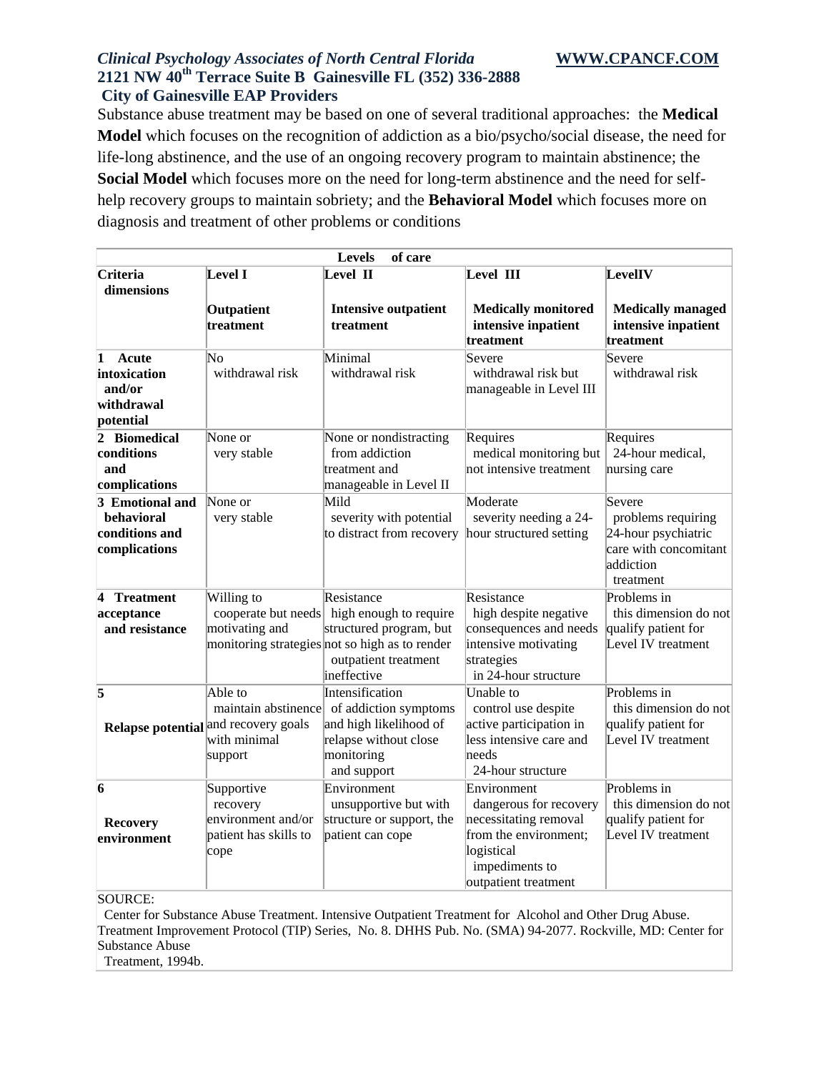*Clinical Psychology Associates of North Central Florida* **WWW.CPANCF.COM**
**2121 NW 40th Terrace Suite B Gainesville FL (352) 336-2888**
**City of Gainesville EAP Providers**

Substance abuse treatment may be based on one of several traditional approaches: the **Medical Model** which focuses on the recognition of addiction as a bio/psycho/social disease, the need for life-long abstinence, and the use of an ongoing recovery program to maintain abstinence; the **Social Model** which focuses more on the need for long-term abstinence and the need for self-help recovery groups to maintain sobriety; and the **Behavioral Model** which focuses more on diagnosis and treatment of other problems or conditions

| **Levels of care** | | | | |
|---|---|---|---|---|
| **Criteria dimensions** | **Level I**<br>**Outpatient treatment** | **Level II**<br>**Intensive outpatient treatment** | **Level III**<br>**Medically monitored intensive inpatient treatment** | **LevelIV**<br>**Medically managed intensive inpatient treatment** |
| **1 Acute intoxication and/or withdrawal potential** | No withdrawal risk | Minimal withdrawal risk | Severe withdrawal risk but manageable in Level III | Severe withdrawal risk |
| **2 Biomedical conditions and complications** | None or very stable | None or nondistracting from addiction treatment and manageable in Level II | Requires medical monitoring but not intensive treatment | Requires 24-hour medical, nursing care |
| **3 Emotional and behavioral conditions and complications** | None or very stable | Mild severity with potential to distract from recovery | Moderate severity needing a 24-hour structured setting | Severe problems requiring 24-hour psychiatric care with concomitant addiction treatment |
| **4 Treatment acceptance and resistance** | Willing to cooperate but needs motivating and monitoring strategies | Resistance high enough to require structured program, but not so high as to render outpatient treatment ineffective | Resistance high despite negative consequences and needs intensive motivating strategies in 24-hour structure | Problems in this dimension do not qualify patient for Level IV treatment |
| **5 Relapse potential** | Able to maintain abstinence and recovery goals with minimal support | Intensification of addiction symptoms and high likelihood of relapse without close monitoring and support | Unable to control use despite active participation in less intensive care and needs 24-hour structure | Problems in this dimension do not qualify patient for Level IV treatment |
| **6 Recovery environment** | Supportive recovery environment and/or patient has skills to cope | Environment unsupportive but with structure or support, the patient can cope | Environment dangerous for recovery necessitating removal from the environment; logistical impediments to outpatient treatment | Problems in this dimension do not qualify patient for Level IV treatment |

SOURCE:
Center for Substance Abuse Treatment. Intensive Outpatient Treatment for Alcohol and Other Drug Abuse. Treatment Improvement Protocol (TIP) Series, No. 8. DHHS Pub. No. (SMA) 94-2077. Rockville, MD: Center for Substance Abuse Treatment, 1994b.